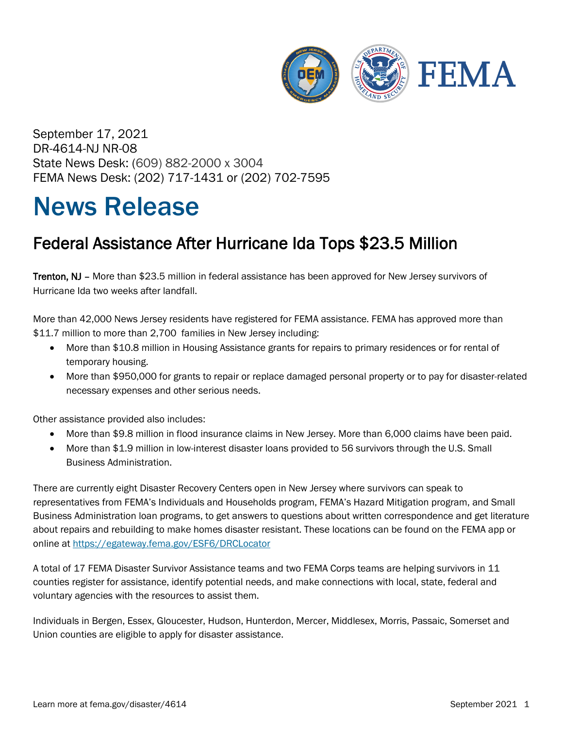September 17, 2021
DR-4614-NJ NR-08
State News Desk: (609) 882-2000 x 3004
FEMA News Desk: (202) 717-1431 or (202) 702-7595

# News Release

## Federal Assistance After Hurricane Ida Tops $23.5 Million

**Trenton, NJ** – More than $23.5 million in federal assistance has been approved for New Jersey survivors of Hurricane Ida two weeks after landfall.

More than 42,000 News Jersey residents have registered for FEMA assistance. FEMA has approved more than $11.7 million to more than 2,700 families in New Jersey including:

- More than $10.8 million in Housing Assistance grants for repairs to primary residences or for rental of temporary housing.
- More than $950,000 for grants to repair or replace damaged personal property or to pay for disaster-related necessary expenses and other serious needs.

Other assistance provided also includes:

- More than $9.8 million in flood insurance claims in New Jersey. More than 6,000 claims have been paid.
- More than $1.9 million in low-interest disaster loans provided to 56 survivors through the U.S. Small Business Administration.

There are currently eight Disaster Recovery Centers open in New Jersey where survivors can speak to representatives from FEMA's Individuals and Households program, FEMA's Hazard Mitigation program, and Small Business Administration loan programs, to get answers to questions about written correspondence and get literature about repairs and rebuilding to make homes disaster resistant. These locations can be found on the FEMA app or online at https://egateway.fema.gov/ESF6/DRCLocator

A total of 17 FEMA Disaster Survivor Assistance teams and two FEMA Corps teams are helping survivors in 11 counties register for assistance, identify potential needs, and make connections with local, state, federal and voluntary agencies with the resources to assist them.

Individuals in Bergen, Essex, Gloucester, Hudson, Hunterdon, Mercer, Middlesex, Morris, Passaic, Somerset and Union counties are eligible to apply for disaster assistance.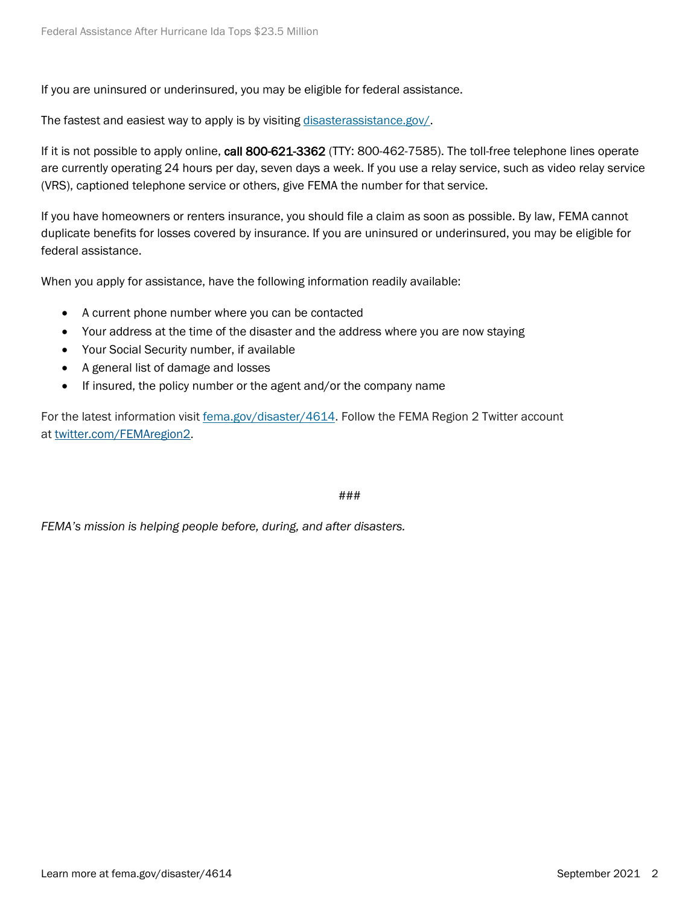If you are uninsured or underinsured, you may be eligible for federal assistance.

The fastest and easiest way to apply is by visiting [disasterassistance.gov/](disasterassistance.gov/).

If it is not possible to apply online, **call 800-621-3362** (TTY: 800-462-7585). The toll-free telephone lines operate are currently operating 24 hours per day, seven days a week. If you use a relay service, such as video relay service (VRS), captioned telephone service or others, give FEMA the number for that service.

If you have homeowners or renters insurance, you should file a claim as soon as possible. By law, FEMA cannot duplicate benefits for losses covered by insurance. If you are uninsured or underinsured, you may be eligible for federal assistance.

When you apply for assistance, have the following information readily available:

- A current phone number where you can be contacted
- Your address at the time of the disaster and the address where you are now staying
- Your Social Security number, if available
- A general list of damage and losses
- If insured, the policy number or the agent and/or the company name

For the latest information visit [fema.gov/disaster/4614](fema.gov/disaster/4614). Follow the FEMA Region 2 Twitter account at [twitter.com/FEMAregion2](twitter.com/FEMAregion2).

###

*FEMA's mission is helping people before, during, and after disasters.*